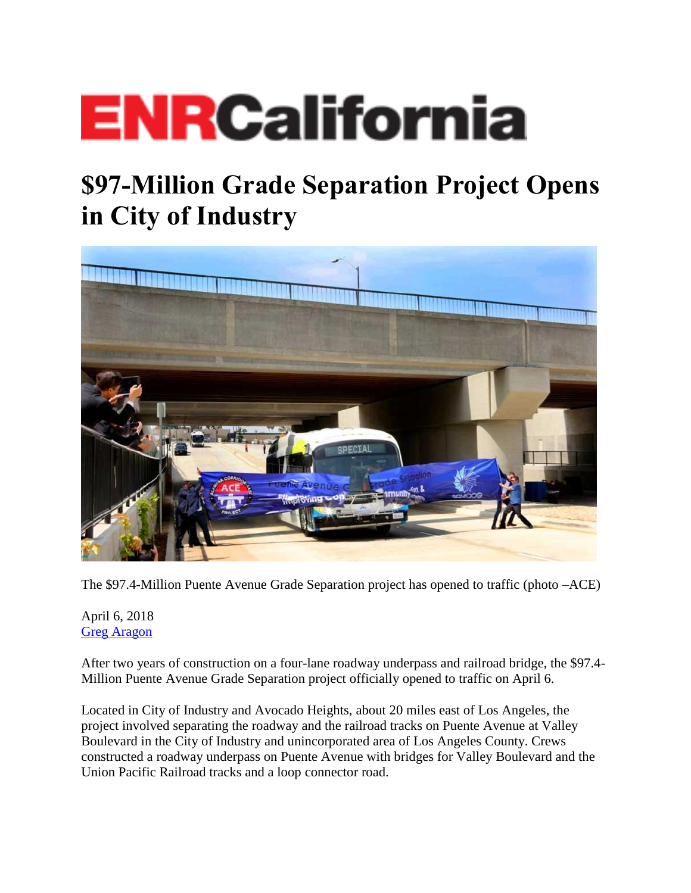# ENRCalifornia

# $97-Million Grade Separation Project Opens in City of Industry

The $97.4-Million Puente Avenue Grade Separation project has opened to traffic (photo –ACE)

April 6, 2018
[Greg Aragon]

After two years of construction on a four-lane roadway underpass and railroad bridge, the $97.4-Million Puente Avenue Grade Separation project officially opened to traffic on April 6.

Located in City of Industry and Avocado Heights, about 20 miles east of Los Angeles, the project involved separating the roadway and the railroad tracks on Puente Avenue at Valley Boulevard in the City of Industry and unincorporated area of Los Angeles County. Crews constructed a roadway underpass on Puente Avenue with bridges for Valley Boulevard and the Union Pacific Railroad tracks and a loop connector road.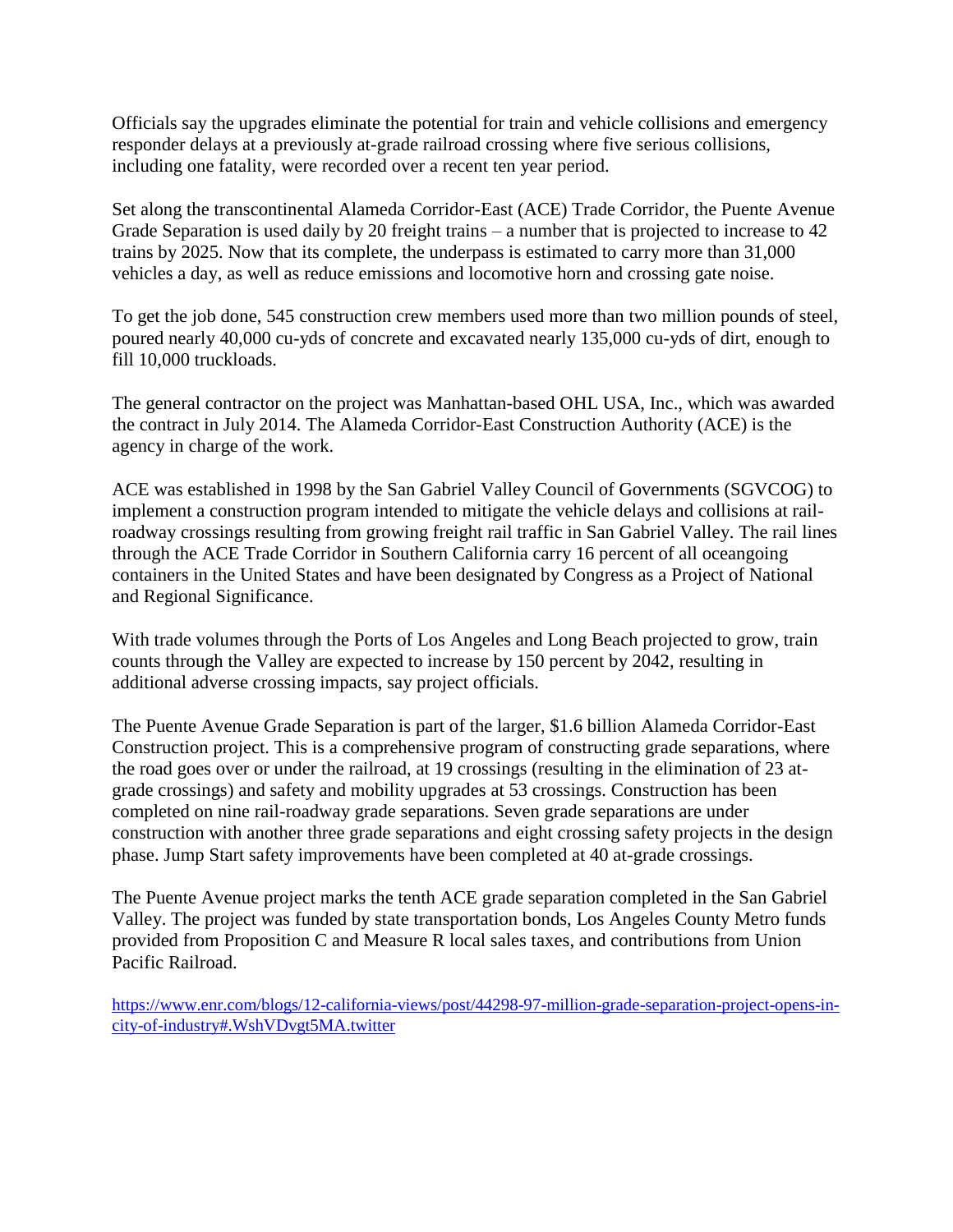Officials say the upgrades eliminate the potential for train and vehicle collisions and emergency responder delays at a previously at-grade railroad crossing where five serious collisions, including one fatality, were recorded over a recent ten year period.

Set along the transcontinental Alameda Corridor-East (ACE) Trade Corridor, the Puente Avenue Grade Separation is used daily by 20 freight trains – a number that is projected to increase to 42 trains by 2025. Now that its complete, the underpass is estimated to carry more than 31,000 vehicles a day, as well as reduce emissions and locomotive horn and crossing gate noise.

To get the job done, 545 construction crew members used more than two million pounds of steel, poured nearly 40,000 cu-yds of concrete and excavated nearly 135,000 cu-yds of dirt, enough to fill 10,000 truckloads.

The general contractor on the project was Manhattan-based OHL USA, Inc., which was awarded the contract in July 2014. The Alameda Corridor-East Construction Authority (ACE) is the agency in charge of the work.

ACE was established in 1998 by the San Gabriel Valley Council of Governments (SGVCOG) to implement a construction program intended to mitigate the vehicle delays and collisions at rail-roadway crossings resulting from growing freight rail traffic in San Gabriel Valley. The rail lines through the ACE Trade Corridor in Southern California carry 16 percent of all oceangoing containers in the United States and have been designated by Congress as a Project of National and Regional Significance.

With trade volumes through the Ports of Los Angeles and Long Beach projected to grow, train counts through the Valley are expected to increase by 150 percent by 2042, resulting in additional adverse crossing impacts, say project officials.

The Puente Avenue Grade Separation is part of the larger, $1.6 billion Alameda Corridor-East Construction project. This is a comprehensive program of constructing grade separations, where the road goes over or under the railroad, at 19 crossings (resulting in the elimination of 23 at-grade crossings) and safety and mobility upgrades at 53 crossings. Construction has been completed on nine rail-roadway grade separations. Seven grade separations are under construction with another three grade separations and eight crossing safety projects in the design phase. Jump Start safety improvements have been completed at 40 at-grade crossings.

The Puente Avenue project marks the tenth ACE grade separation completed in the San Gabriel Valley. The project was funded by state transportation bonds, Los Angeles County Metro funds provided from Proposition C and Measure R local sales taxes, and contributions from Union Pacific Railroad.

https://www.enr.com/blogs/12-california-views/post/44298-97-million-grade-separation-project-opens-in-city-of-industry#.WshVDvgt5MA.twitter